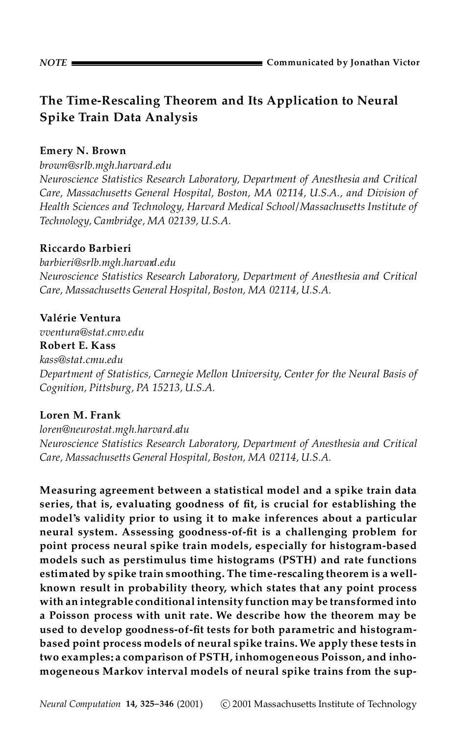*NOTE* Communicated by Jonathan Victor

# The Time-Rescaling Theorem and Its Application to Neural Spike Train Data Analysis

**Emery N. Brown**
*brown@srlb.mgh.harvard.edu*
*Neuroscience Statistics Research Laboratory, Department of Anesthesia and Critical Care, Massachusetts General Hospital, Boston, MA 02114, U.S.A., and Division of Health Sciences and Technology, Harvard Medical School/Massachusetts Institute of Technology, Cambridge, MA 02139, U.S.A.*

**Riccardo Barbieri**
*barbieri@srlb.mgh.harvard.edu*
*Neuroscience Statistics Research Laboratory, Department of Anesthesia and Critical Care, Massachusetts General Hospital, Boston, MA 02114, U.S.A.*

**Valérie Ventura**
*vventura@stat.cmv.edu*
**Robert E. Kass**
*kass@stat.cmu.edu*
*Department of Statistics, Carnegie Mellon University, Center for the Neural Basis of Cognition, Pittsburg, PA 15213, U.S.A.*

**Loren M. Frank**
*loren@neurostat.mgh.harvard.edu*
*Neuroscience Statistics Research Laboratory, Department of Anesthesia and Critical Care, Massachusetts General Hospital, Boston, MA 02114, U.S.A.*

**Measuring agreement between a statistical model and a spike train data series, that is, evaluating goodness of fit, is crucial for establishing the model's validity prior to using it to make inferences about a particular neural system. Assessing goodness-of-fit is a challenging problem for point process neural spike train models, especially for histogram-based models such as perstimulus time histograms (PSTH) and rate functions estimated by spike train smoothing. The time-rescaling theorem is a well-known result in probability theory, which states that any point process with an integrable conditional intensity function may be transformed into a Poisson process with unit rate. We describe how the theorem may be used to develop goodness-of-fit tests for both parametric and histogram-based point process models of neural spike trains. We apply these tests in two examples: a comparison of PSTH, inhomogeneous Poisson, and inhomogeneous Markov interval models of neural spike trains from the sup-**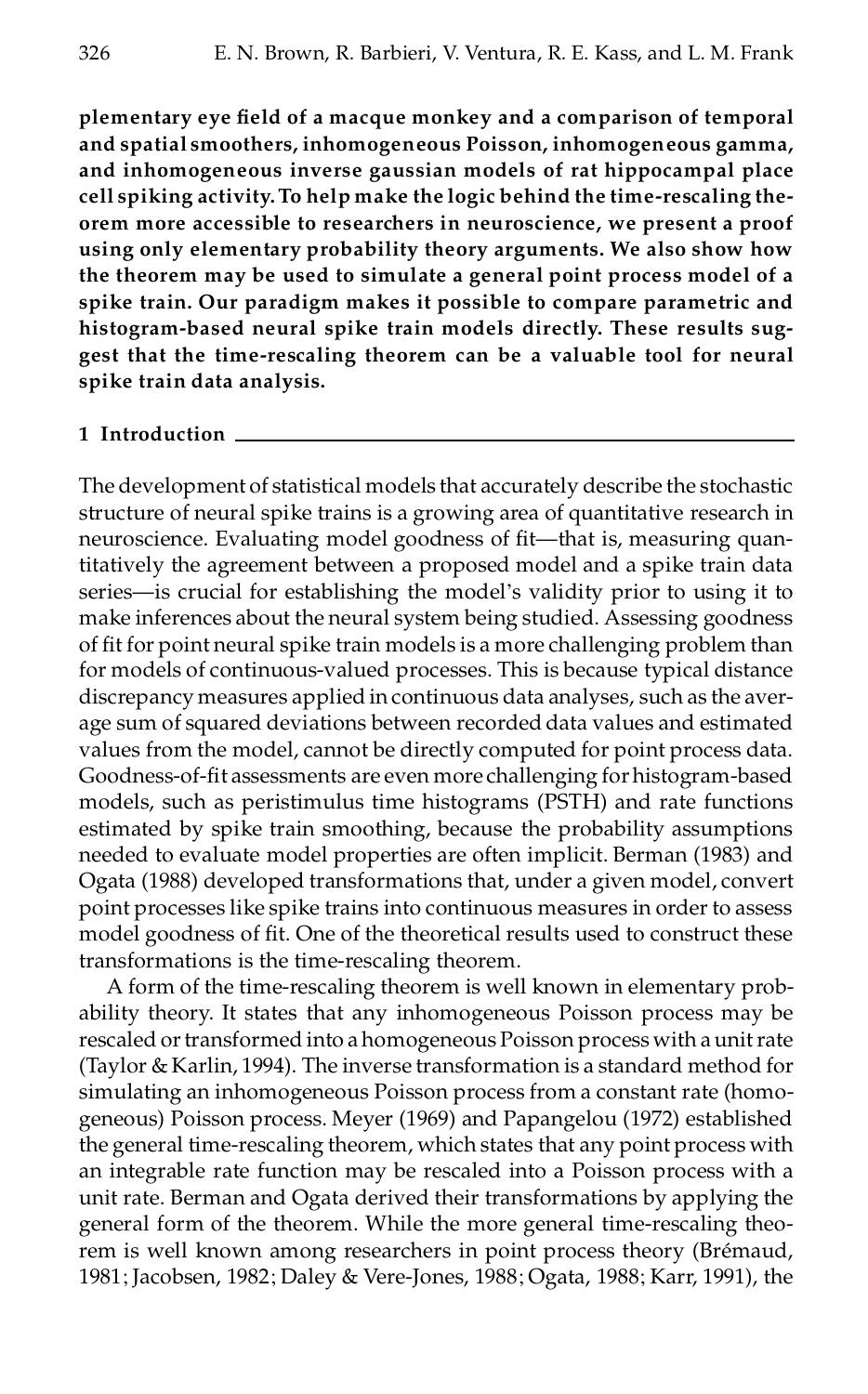**plementary eye field of a macque monkey and a comparison of temporal and spatial smoothers, inhomogeneous Poisson, inhomogeneous gamma, and inhomogeneous inverse gaussian models of rat hippocampal place cell spiking activity. To help make the logic behind the time-rescaling theorem more accessible to researchers in neuroscience, we present a proof using only elementary probability theory arguments. We also show how the theorem may be used to simulate a general point process model of a spike train. Our paradigm makes it possible to compare parametric and histogram-based neural spike train models directly. These results suggest that the time-rescaling theorem can be a valuable tool for neural spike train data analysis.**

## 1 Introduction

The development of statistical models that accurately describe the stochastic structure of neural spike trains is a growing area of quantitative research in neuroscience. Evaluating model goodness of fit—that is, measuring quantitatively the agreement between a proposed model and a spike train data series—is crucial for establishing the model's validity prior to using it to make inferences about the neural system being studied. Assessing goodness of fit for point neural spike train models is a more challenging problem than for models of continuous-valued processes. This is because typical distance discrepancy measures applied in continuous data analyses, such as the average sum of squared deviations between recorded data values and estimated values from the model, cannot be directly computed for point process data. Goodness-of-fit assessments are even more challenging for histogram-based models, such as peristimulus time histograms (PSTH) and rate functions estimated by spike train smoothing, because the probability assumptions needed to evaluate model properties are often implicit. Berman (1983) and Ogata (1988) developed transformations that, under a given model, convert point processes like spike trains into continuous measures in order to assess model goodness of fit. One of the theoretical results used to construct these transformations is the time-rescaling theorem.

A form of the time-rescaling theorem is well known in elementary probability theory. It states that any inhomogeneous Poisson process may be rescaled or transformed into a homogeneous Poisson process with a unit rate (Taylor & Karlin, 1994). The inverse transformation is a standard method for simulating an inhomogeneous Poisson process from a constant rate (homogeneous) Poisson process. Meyer (1969) and Papangelou (1972) established the general time-rescaling theorem, which states that any point process with an integrable rate function may be rescaled into a Poisson process with a unit rate. Berman and Ogata derived their transformations by applying the general form of the theorem. While the more general time-rescaling theorem is well known among researchers in point process theory (Brémaud, 1981; Jacobsen, 1982; Daley & Vere-Jones, 1988; Ogata, 1988; Karr, 1991), the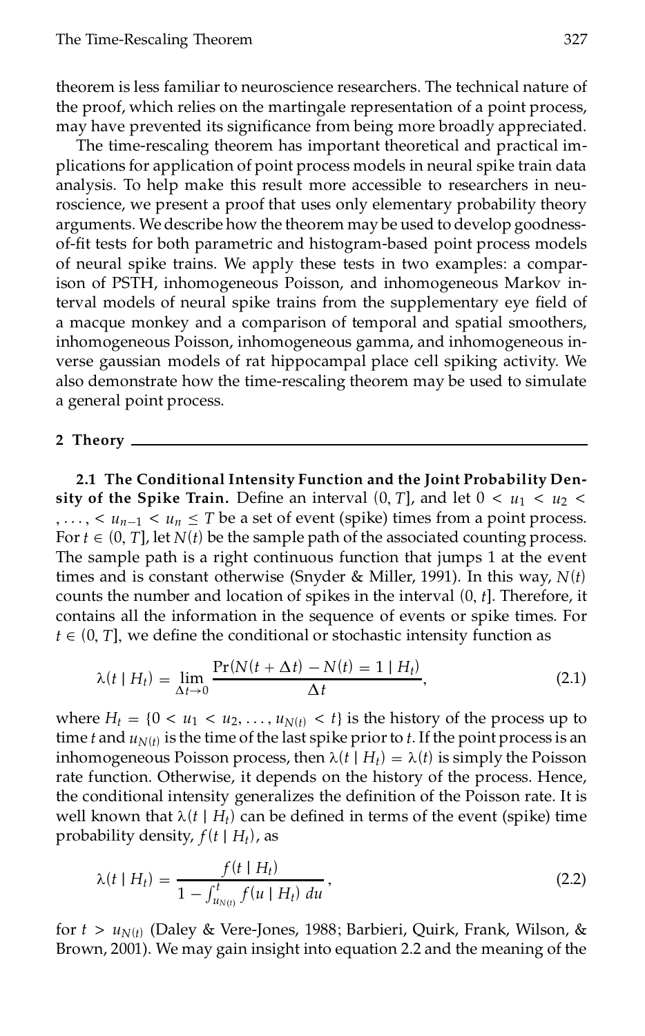theorem is less familiar to neuroscience researchers. The technical nature of the proof, which relies on the martingale representation of a point process, may have prevented its significance from being more broadly appreciated.

The time-rescaling theorem has important theoretical and practical implications for application of point process models in neural spike train data analysis. To help make this result more accessible to researchers in neuroscience, we present a proof that uses only elementary probability theory arguments. We describe how the theorem may be used to develop goodness-of-fit tests for both parametric and histogram-based point process models of neural spike trains. We apply these tests in two examples: a comparison of PSTH, inhomogeneous Poisson, and inhomogeneous Markov interval models of neural spike trains from the supplementary eye field of a macque monkey and a comparison of temporal and spatial smoothers, inhomogeneous Poisson, inhomogeneous gamma, and inhomogeneous inverse gaussian models of rat hippocampal place cell spiking activity. We also demonstrate how the time-rescaling theorem may be used to simulate a general point process.

## 2 Theory

**2.1 The Conditional Intensity Function and the Joint Probability Density of the Spike Train.** Define an interval $(0, T]$, and let $0 < u_1 < u_2 <, \ldots, < u_{n-1} < u_n \leq T$ be a set of event (spike) times from a point process. For $t \in (0, T]$, let $N(t)$ be the sample path of the associated counting process. The sample path is a right continuous function that jumps 1 at the event times and is constant otherwise (Snyder & Miller, 1991). In this way, $N(t)$ counts the number and location of spikes in the interval $(0, t]$. Therefore, it contains all the information in the sequence of events or spike times. For $t \in (0, T]$, we define the conditional or stochastic intensity function as

$$\lambda(t \mid H_t) = \lim_{\Delta t \to 0} \frac{\Pr(N(t + \Delta t) - N(t) = 1 \mid H_t)}{\Delta t}, \tag{2.1}$$

where $H_t = \{0 < u_1 < u_2, \ldots, u_{N(t)} < t\}$ is the history of the process up to time $t$ and $u_{N(t)}$ is the time of the last spike prior to $t$. If the point process is an inhomogeneous Poisson process, then $\lambda(t \mid H_t) = \lambda(t)$ is simply the Poisson rate function. Otherwise, it depends on the history of the process. Hence, the conditional intensity generalizes the definition of the Poisson rate. It is well known that $\lambda(t \mid H_t)$ can be defined in terms of the event (spike) time probability density, $f(t \mid H_t)$, as

$$\lambda(t \mid H_t) = \frac{f(t \mid H_t)}{1 - \int_{u_{N(t)}}^{t} f(u \mid H_t)\, du}, \tag{2.2}$$

for $t > u_{N(t)}$ (Daley & Vere-Jones, 1988; Barbieri, Quirk, Frank, Wilson, & Brown, 2001). We may gain insight into equation 2.2 and the meaning of the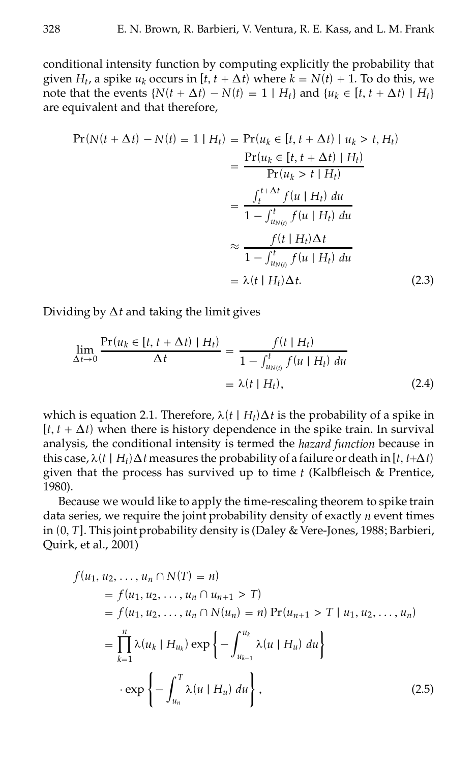conditional intensity function by computing explicitly the probability that given $H_t$, a spike $u_k$ occurs in $[t, t + \Delta t)$ where $k = N(t) + 1$. To do this, we note that the events $\{N(t + \Delta t) - N(t) = 1 \mid H_t\}$ and $\{u_k \in [t, t + \Delta t) \mid H_t\}$ are equivalent and that therefore,

$$
\begin{aligned}
\Pr(N(t + \Delta t) - N(t) = 1 \mid H_t) &= \Pr(u_k \in [t, t + \Delta t) \mid u_k > t, H_t) \\
&= \frac{\Pr(u_k \in [t, t + \Delta t) \mid H_t)}{\Pr(u_k > t \mid H_t)} \\
&= \frac{\int_t^{t+\Delta t} f(u \mid H_t)\, du}{1 - \int_{u_{N(t)}}^{t} f(u \mid H_t)\, du} \\
&\approx \frac{f(t \mid H_t)\Delta t}{1 - \int_{u_{N(t)}}^{t} f(u \mid H_t)\, du} \\
&= \lambda(t \mid H_t)\Delta t. \qquad (2.3)
\end{aligned}
$$

Dividing by $\Delta t$ and taking the limit gives

$$
\begin{aligned}
\lim_{\Delta t \to 0} \frac{\Pr(u_k \in [t, t + \Delta t) \mid H_t)}{\Delta t} &= \frac{f(t \mid H_t)}{1 - \int_{u_{N(t)}}^{t} f(u \mid H_t)\, du} \\
&= \lambda(t \mid H_t), \qquad (2.4)
\end{aligned}
$$

which is equation 2.1. Therefore, $\lambda(t \mid H_t)\Delta t$ is the probability of a spike in $[t, t + \Delta t)$ when there is history dependence in the spike train. In survival analysis, the conditional intensity is termed the *hazard function* because in this case, $\lambda(t \mid H_t)\Delta t$ measures the probability of a failure or death in $[t, t+\Delta t)$ given that the process has survived up to time $t$ (Kalbfleisch & Prentice, 1980).

Because we would like to apply the time-rescaling theorem to spike train data series, we require the joint probability density of exactly $n$ event times in $(0, T]$. This joint probability density is (Daley & Vere-Jones, 1988; Barbieri, Quirk, et al., 2001)

$$
\begin{aligned}
f(&u_1, u_2, \ldots, u_n \cap N(T) = n) \\
&= f(u_1, u_2, \ldots, u_n \cap u_{n+1} > T) \\
&= f(u_1, u_2, \ldots, u_n \cap N(u_n) = n) \Pr(u_{n+1} > T \mid u_1, u_2, \ldots, u_n) \\
&= \prod_{k=1}^{n} \lambda(u_k \mid H_{u_k}) \exp\left\{ -\int_{u_{k-1}}^{u_k} \lambda(u \mid H_u)\, du \right\} \\
&\quad \cdot \exp\left\{ -\int_{u_n}^{T} \lambda(u \mid H_u)\, du \right\}, \qquad (2.5)
\end{aligned}
$$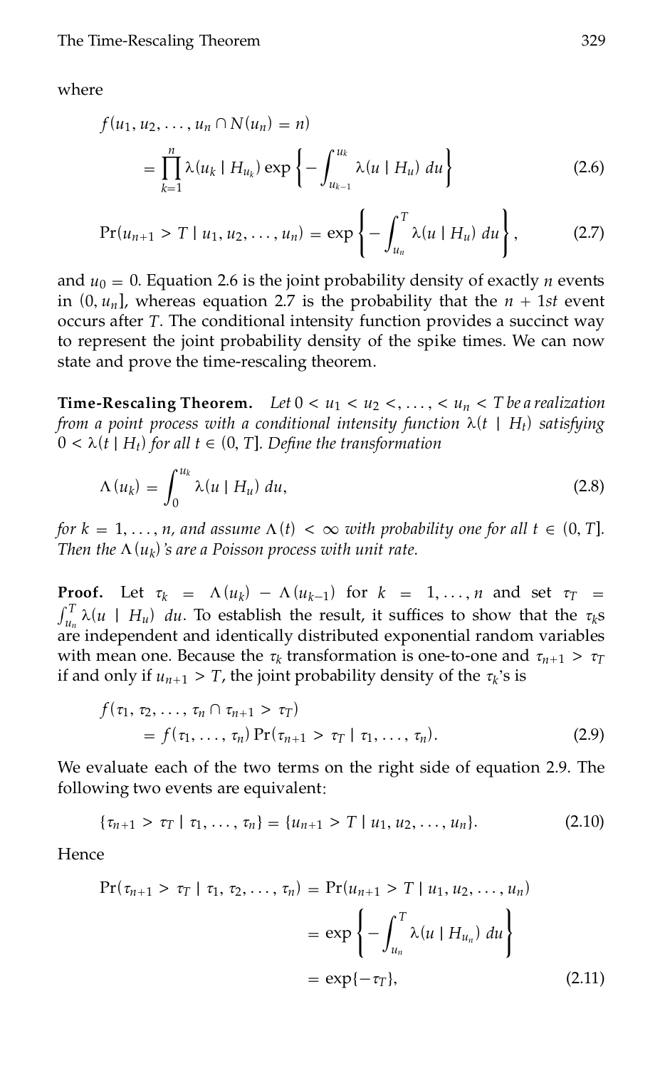where

$$f(u_1, u_2, \ldots, u_n \cap N(u_n) = n)$$
$$= \prod_{k=1}^{n} \lambda(u_k \mid H_{u_k}) \exp\left\{-\int_{u_{k-1}}^{u_k} \lambda(u \mid H_u)\, du\right\} \tag{2.6}$$

$$\Pr(u_{n+1} > T \mid u_1, u_2, \ldots, u_n) = \exp\left\{-\int_{u_n}^{T} \lambda(u \mid H_u)\, du\right\}, \tag{2.7}$$

and $u_0 = 0$. Equation 2.6 is the joint probability density of exactly $n$ events in $(0, u_n]$, whereas equation 2.7 is the probability that the $n + 1st$ event occurs after $T$. The conditional intensity function provides a succinct way to represent the joint probability density of the spike times. We can now state and prove the time-rescaling theorem.

**Time-Rescaling Theorem.** *Let $0 < u_1 < u_2 <, \ldots, < u_n < T$ be a realization from a point process with a conditional intensity function $\lambda(t \mid H_t)$ satisfying $0 < \lambda(t \mid H_t)$ for all $t \in (0, T]$. Define the transformation*

$$\Lambda(u_k) = \int_0^{u_k} \lambda(u \mid H_u)\, du, \tag{2.8}$$

*for $k = 1, \ldots, n$, and assume $\Lambda(t) < \infty$ with probability one for all $t \in (0, T]$. Then the $\Lambda(u_k)$'s are a Poisson process with unit rate.*

**Proof.** Let $\tau_k = \Lambda(u_k) - \Lambda(u_{k-1})$ for $k = 1, \ldots, n$ and set $\tau_T = \int_{u_n}^{T} \lambda(u \mid H_u)\, du$. To establish the result, it suffices to show that the $\tau_k$s are independent and identically distributed exponential random variables with mean one. Because the $\tau_k$ transformation is one-to-one and $\tau_{n+1} > \tau_T$ if and only if $u_{n+1} > T$, the joint probability density of the $\tau_k$'s is

$$f(\tau_1, \tau_2, \ldots, \tau_n \cap \tau_{n+1} > \tau_T)$$
$$= f(\tau_1, \ldots, \tau_n) \Pr(\tau_{n+1} > \tau_T \mid \tau_1, \ldots, \tau_n). \tag{2.9}$$

We evaluate each of the two terms on the right side of equation 2.9. The following two events are equivalent:

$$\{\tau_{n+1} > \tau_T \mid \tau_1, \ldots, \tau_n\} = \{u_{n+1} > T \mid u_1, u_2, \ldots, u_n\}. \tag{2.10}$$

Hence

$$\Pr(\tau_{n+1} > \tau_T \mid \tau_1, \tau_2, \ldots, \tau_n) = \Pr(u_{n+1} > T \mid u_1, u_2, \ldots, u_n)$$
$$= \exp\left\{-\int_{u_n}^{T} \lambda(u \mid H_{u_n})\, du\right\}$$
$$= \exp\{-\tau_T\}, \tag{2.11}$$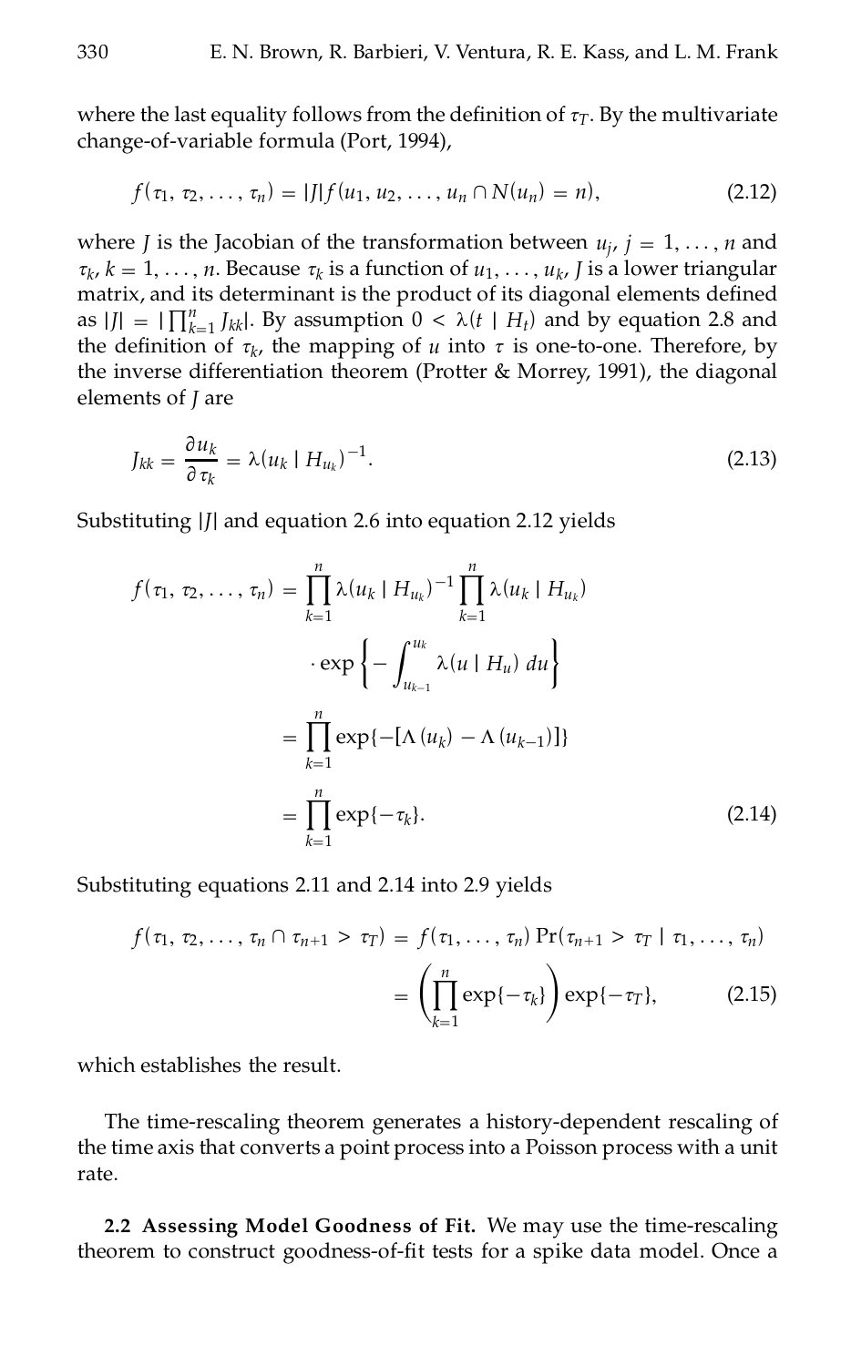where the last equality follows from the definition of $\tau_T$. By the multivariate change-of-variable formula (Port, 1994),

$$f(\tau_1, \tau_2, \ldots, \tau_n) = |J| f(u_1, u_2, \ldots, u_n \cap N(u_n) = n), \tag{2.12}$$

where $J$ is the Jacobian of the transformation between $u_j$, $j = 1, \ldots, n$ and $\tau_k$, $k = 1, \ldots, n$. Because $\tau_k$ is a function of $u_1, \ldots, u_k$, $J$ is a lower triangular matrix, and its determinant is the product of its diagonal elements defined as $|J| = |\prod_{k=1}^{n} J_{kk}|$. By assumption $0 < \lambda(t \mid H_t)$ and by equation 2.8 and the definition of $\tau_k$, the mapping of $u$ into $\tau$ is one-to-one. Therefore, by the inverse differentiation theorem (Protter & Morrey, 1991), the diagonal elements of $J$ are

$$J_{kk} = \frac{\partial u_k}{\partial \tau_k} = \lambda(u_k \mid H_{u_k})^{-1}. \tag{2.13}$$

Substituting $|J|$ and equation 2.6 into equation 2.12 yields

$$\begin{aligned}
f(\tau_1, \tau_2, \ldots, \tau_n) &= \prod_{k=1}^{n} \lambda(u_k \mid H_{u_k})^{-1} \prod_{k=1}^{n} \lambda(u_k \mid H_{u_k}) \\
&\quad \cdot \exp\left\{ -\int_{u_{k-1}}^{u_k} \lambda(u \mid H_u)\, du \right\} \\
&= \prod_{k=1}^{n} \exp\{-[\Lambda(u_k) - \Lambda(u_{k-1})]\} \\
&= \prod_{k=1}^{n} \exp\{-\tau_k\}.
\end{aligned} \tag{2.14}$$

Substituting equations 2.11 and 2.14 into 2.9 yields

$$\begin{aligned}
f(\tau_1, \tau_2, \ldots, \tau_n \cap \tau_{n+1} > \tau_T) &= f(\tau_1, \ldots, \tau_n) \Pr(\tau_{n+1} > \tau_T \mid \tau_1, \ldots, \tau_n) \\
&= \left( \prod_{k=1}^{n} \exp\{-\tau_k\} \right) \exp\{-\tau_T\},
\end{aligned} \tag{2.15}$$

which establishes the result.

The time-rescaling theorem generates a history-dependent rescaling of the time axis that converts a point process into a Poisson process with a unit rate.

**2.2 Assessing Model Goodness of Fit.** We may use the time-rescaling theorem to construct goodness-of-fit tests for a spike data model. Once a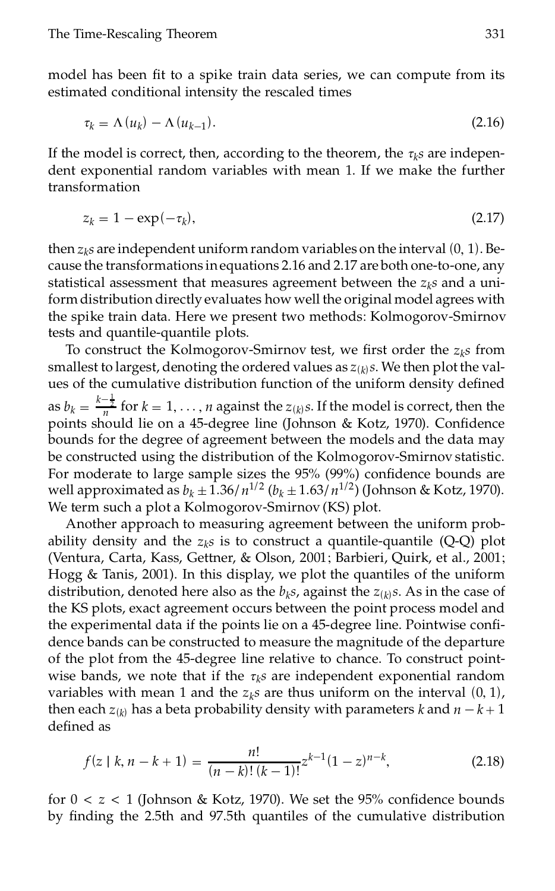model has been fit to a spike train data series, we can compute from its estimated conditional intensity the rescaled times

$$\tau_k = \Lambda(u_k) - \Lambda(u_{k-1}). \tag{2.16}$$

If the model is correct, then, according to the theorem, the $\tau_k$s are independent exponential random variables with mean 1. If we make the further transformation

$$z_k = 1 - \exp(-\tau_k), \tag{2.17}$$

then $z_k$s are independent uniform random variables on the interval $(0, 1)$. Because the transformations in equations 2.16 and 2.17 are both one-to-one, any statistical assessment that measures agreement between the $z_k$s and a uniform distribution directly evaluates how well the original model agrees with the spike train data. Here we present two methods: Kolmogorov-Smirnov tests and quantile-quantile plots.

To construct the Kolmogorov-Smirnov test, we first order the $z_k$s from smallest to largest, denoting the ordered values as $z_{(k)}$s. We then plot the values of the cumulative distribution function of the uniform density defined as $b_k = \frac{k - \frac{1}{2}}{n}$ for $k = 1, \ldots, n$ against the $z_{(k)}$s. If the model is correct, then the points should lie on a 45-degree line (Johnson & Kotz, 1970). Confidence bounds for the degree of agreement between the models and the data may be constructed using the distribution of the Kolmogorov-Smirnov statistic. For moderate to large sample sizes the 95% (99%) confidence bounds are well approximated as $b_k \pm 1.36/n^{1/2}$ ($b_k \pm 1.63/n^{1/2}$) (Johnson & Kotz, 1970). We term such a plot a Kolmogorov-Smirnov (KS) plot.

Another approach to measuring agreement between the uniform probability density and the $z_k$s is to construct a quantile-quantile (Q-Q) plot (Ventura, Carta, Kass, Gettner, & Olson, 2001; Barbieri, Quirk, et al., 2001; Hogg & Tanis, 2001). In this display, we plot the quantiles of the uniform distribution, denoted here also as the $b_k$s, against the $z_{(k)}$s. As in the case of the KS plots, exact agreement occurs between the point process model and the experimental data if the points lie on a 45-degree line. Pointwise confidence bands can be constructed to measure the magnitude of the departure of the plot from the 45-degree line relative to chance. To construct pointwise bands, we note that if the $\tau_k$s are independent exponential random variables with mean 1 and the $z_k$s are thus uniform on the interval $(0, 1)$, then each $z_{(k)}$ has a beta probability density with parameters $k$ and $n - k + 1$ defined as

$$f(z \mid k, n - k + 1) = \frac{n!}{(n-k)!\,(k-1)!} z^{k-1}(1-z)^{n-k}, \tag{2.18}$$

for $0 < z < 1$ (Johnson & Kotz, 1970). We set the 95% confidence bounds by finding the 2.5th and 97.5th quantiles of the cumulative distribution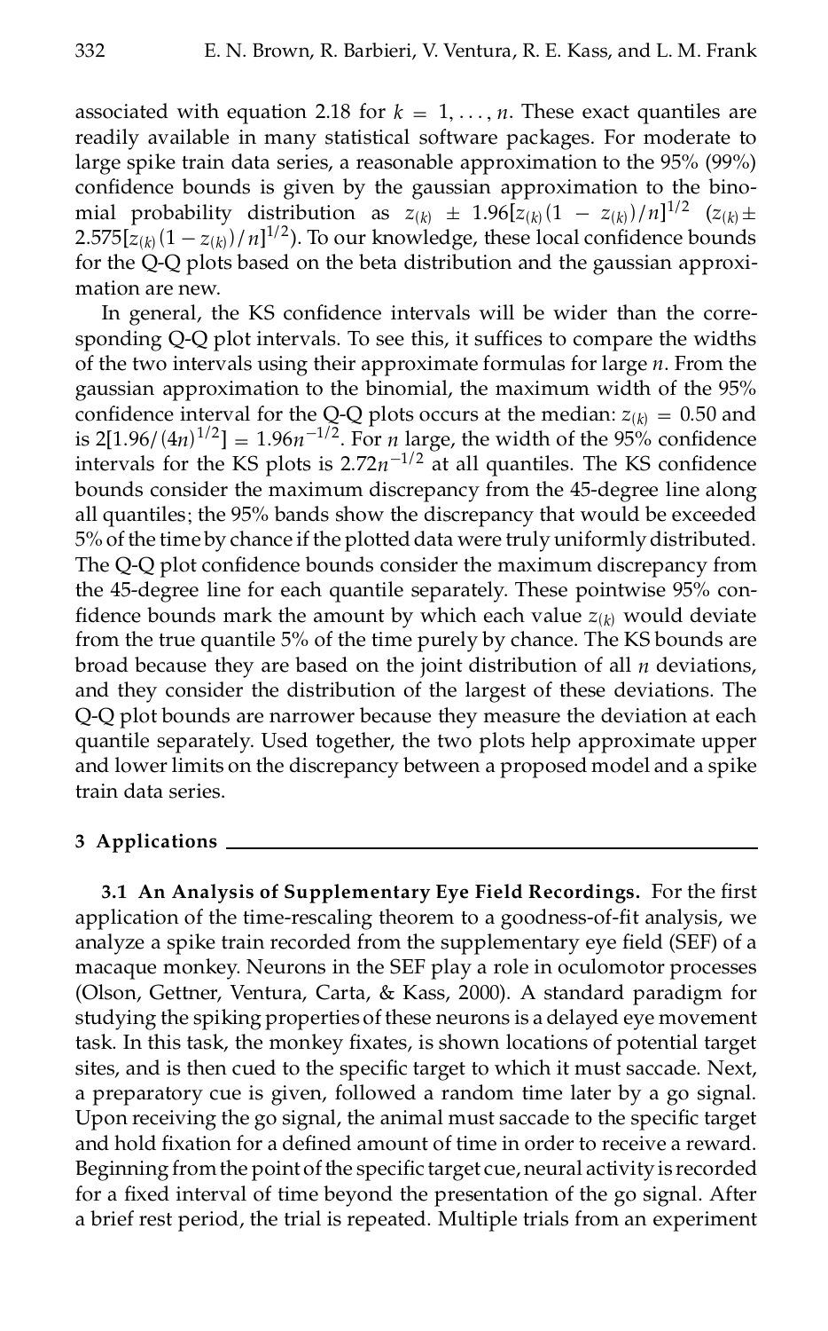associated with equation 2.18 for $k = 1, \ldots, n$. These exact quantiles are readily available in many statistical software packages. For moderate to large spike train data series, a reasonable approximation to the 95% (99%) confidence bounds is given by the gaussian approximation to the binomial probability distribution as $z_{(k)} \pm 1.96[z_{(k)}(1 - z_{(k)})/n]^{1/2}$ ($z_{(k)} \pm 2.575[z_{(k)}(1 - z_{(k)})/n]^{1/2}$). To our knowledge, these local confidence bounds for the Q-Q plots based on the beta distribution and the gaussian approximation are new.

In general, the KS confidence intervals will be wider than the corresponding Q-Q plot intervals. To see this, it suffices to compare the widths of the two intervals using their approximate formulas for large $n$. From the gaussian approximation to the binomial, the maximum width of the 95% confidence interval for the Q-Q plots occurs at the median: $z_{(k)} = 0.50$ and is $2[1.96/(4n)^{1/2}] = 1.96n^{-1/2}$. For $n$ large, the width of the 95% confidence intervals for the KS plots is $2.72n^{-1/2}$ at all quantiles. The KS confidence bounds consider the maximum discrepancy from the 45-degree line along all quantiles; the 95% bands show the discrepancy that would be exceeded 5% of the time by chance if the plotted data were truly uniformly distributed. The Q-Q plot confidence bounds consider the maximum discrepancy from the 45-degree line for each quantile separately. These pointwise 95% confidence bounds mark the amount by which each value $z_{(k)}$ would deviate from the true quantile 5% of the time purely by chance. The KS bounds are broad because they are based on the joint distribution of all $n$ deviations, and they consider the distribution of the largest of these deviations. The Q-Q plot bounds are narrower because they measure the deviation at each quantile separately. Used together, the two plots help approximate upper and lower limits on the discrepancy between a proposed model and a spike train data series.

## 3 Applications

**3.1 An Analysis of Supplementary Eye Field Recordings.** For the first application of the time-rescaling theorem to a goodness-of-fit analysis, we analyze a spike train recorded from the supplementary eye field (SEF) of a macaque monkey. Neurons in the SEF play a role in oculomotor processes (Olson, Gettner, Ventura, Carta, & Kass, 2000). A standard paradigm for studying the spiking properties of these neurons is a delayed eye movement task. In this task, the monkey fixates, is shown locations of potential target sites, and is then cued to the specific target to which it must saccade. Next, a preparatory cue is given, followed a random time later by a go signal. Upon receiving the go signal, the animal must saccade to the specific target and hold fixation for a defined amount of time in order to receive a reward. Beginning from the point of the specific target cue, neural activity is recorded for a fixed interval of time beyond the presentation of the go signal. After a brief rest period, the trial is repeated. Multiple trials from an experiment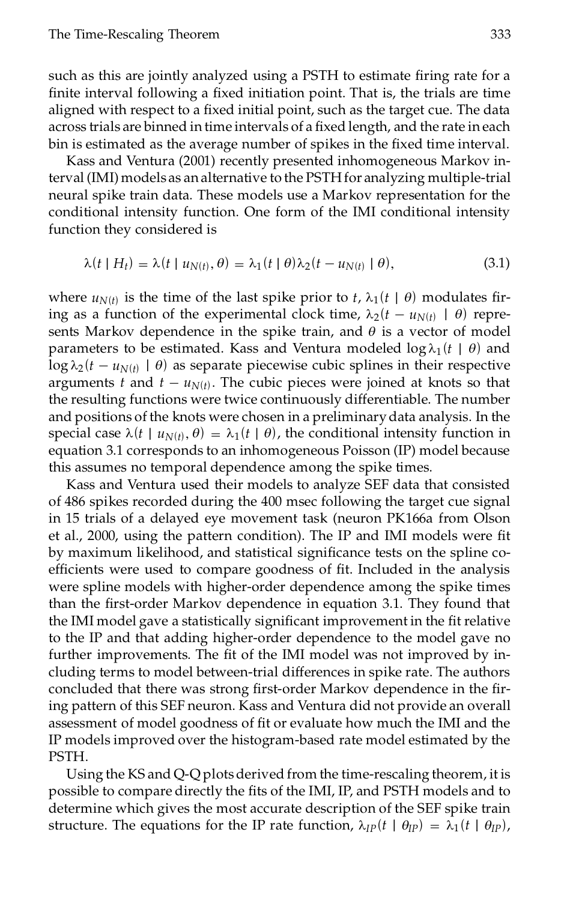such as this are jointly analyzed using a PSTH to estimate firing rate for a finite interval following a fixed initiation point. That is, the trials are time aligned with respect to a fixed initial point, such as the target cue. The data across trials are binned in time intervals of a fixed length, and the rate in each bin is estimated as the average number of spikes in the fixed time interval.

Kass and Ventura (2001) recently presented inhomogeneous Markov interval (IMI) models as an alternative to the PSTH for analyzing multiple-trial neural spike train data. These models use a Markov representation for the conditional intensity function. One form of the IMI conditional intensity function they considered is

$$\lambda(t \mid H_t) = \lambda(t \mid u_{N(t)}, \theta) = \lambda_1(t \mid \theta)\lambda_2(t - u_{N(t)} \mid \theta), \tag{3.1}$$

where $u_{N(t)}$ is the time of the last spike prior to $t$, $\lambda_1(t \mid \theta)$ modulates firing as a function of the experimental clock time, $\lambda_2(t - u_{N(t)} \mid \theta)$ represents Markov dependence in the spike train, and $\theta$ is a vector of model parameters to be estimated. Kass and Ventura modeled $\log \lambda_1(t \mid \theta)$ and $\log \lambda_2(t - u_{N(t)} \mid \theta)$ as separate piecewise cubic splines in their respective arguments $t$ and $t - u_{N(t)}$. The cubic pieces were joined at knots so that the resulting functions were twice continuously differentiable. The number and positions of the knots were chosen in a preliminary data analysis. In the special case $\lambda(t \mid u_{N(t)}, \theta) = \lambda_1(t \mid \theta)$, the conditional intensity function in equation 3.1 corresponds to an inhomogeneous Poisson (IP) model because this assumes no temporal dependence among the spike times.

Kass and Ventura used their models to analyze SEF data that consisted of 486 spikes recorded during the 400 msec following the target cue signal in 15 trials of a delayed eye movement task (neuron PK166a from Olson et al., 2000, using the pattern condition). The IP and IMI models were fit by maximum likelihood, and statistical significance tests on the spline coefficients were used to compare goodness of fit. Included in the analysis were spline models with higher-order dependence among the spike times than the first-order Markov dependence in equation 3.1. They found that the IMI model gave a statistically significant improvement in the fit relative to the IP and that adding higher-order dependence to the model gave no further improvements. The fit of the IMI model was not improved by including terms to model between-trial differences in spike rate. The authors concluded that there was strong first-order Markov dependence in the firing pattern of this SEF neuron. Kass and Ventura did not provide an overall assessment of model goodness of fit or evaluate how much the IMI and the IP models improved over the histogram-based rate model estimated by the PSTH.

Using the KS and Q-Q plots derived from the time-rescaling theorem, it is possible to compare directly the fits of the IMI, IP, and PSTH models and to determine which gives the most accurate description of the SEF spike train structure. The equations for the IP rate function, $\lambda_{IP}(t \mid \theta_{IP}) = \lambda_1(t \mid \theta_{IP})$,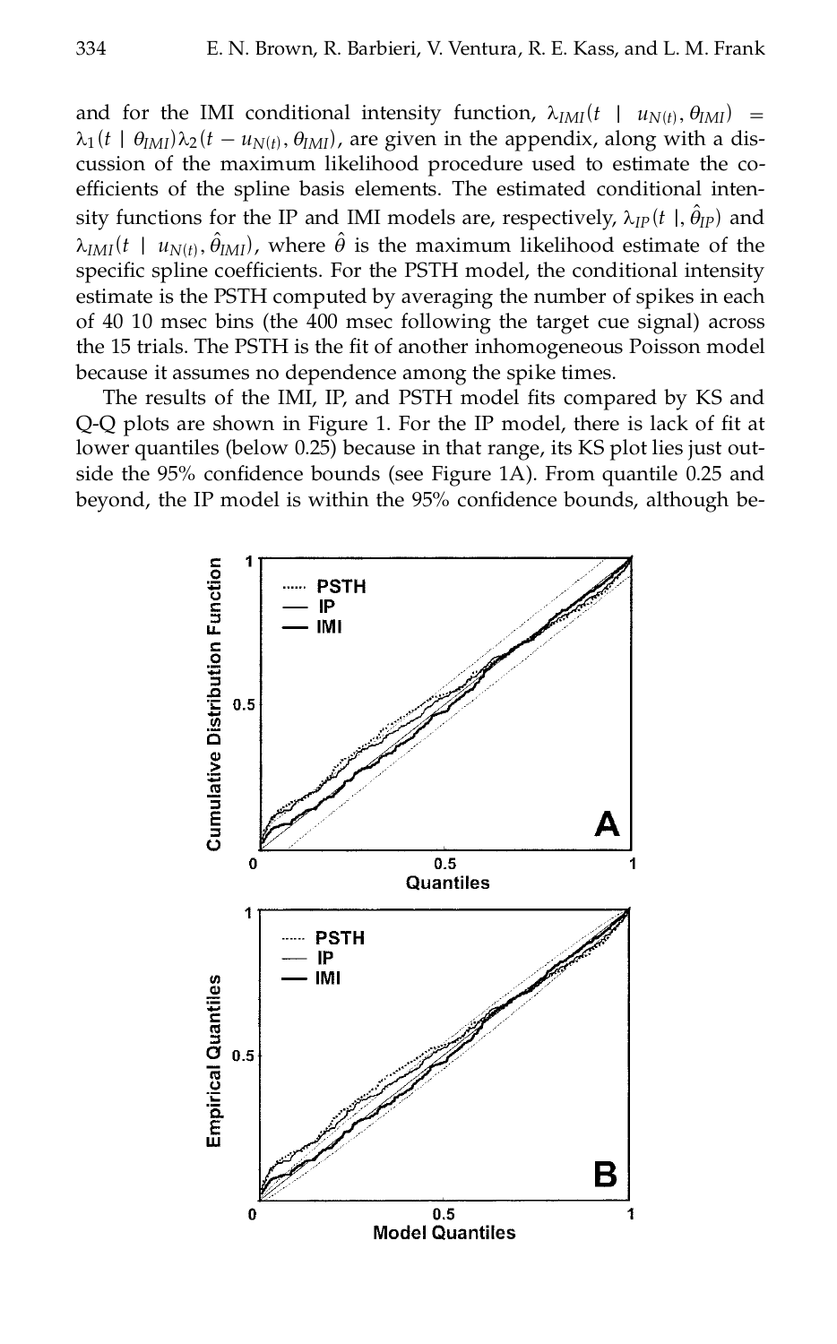and for the IMI conditional intensity function, $\lambda_{IMI}(t \mid u_{N(t)}, \theta_{IMI}) = \lambda_1(t \mid \theta_{IMI})\lambda_2(t - u_{N(t)}, \theta_{IMI})$, are given in the appendix, along with a discussion of the maximum likelihood procedure used to estimate the coefficients of the spline basis elements. The estimated conditional intensity functions for the IP and IMI models are, respectively, $\lambda_{IP}(t \mid, \hat{\theta}_{IP})$ and $\lambda_{IMI}(t \mid u_{N(t)}, \hat{\theta}_{IMI})$, where $\hat{\theta}$ is the maximum likelihood estimate of the specific spline coefficients. For the PSTH model, the conditional intensity estimate is the PSTH computed by averaging the number of spikes in each of 40 10 msec bins (the 400 msec following the target cue signal) across the 15 trials. The PSTH is the fit of another inhomogeneous Poisson model because it assumes no dependence among the spike times.

The results of the IMI, IP, and PSTH model fits compared by KS and Q-Q plots are shown in Figure 1. For the IP model, there is lack of fit at lower quantiles (below 0.25) because in that range, its KS plot lies just outside the 95% confidence bounds (see Figure 1A). From quantile 0.25 and beyond, the IP model is within the 95% confidence bounds, although be-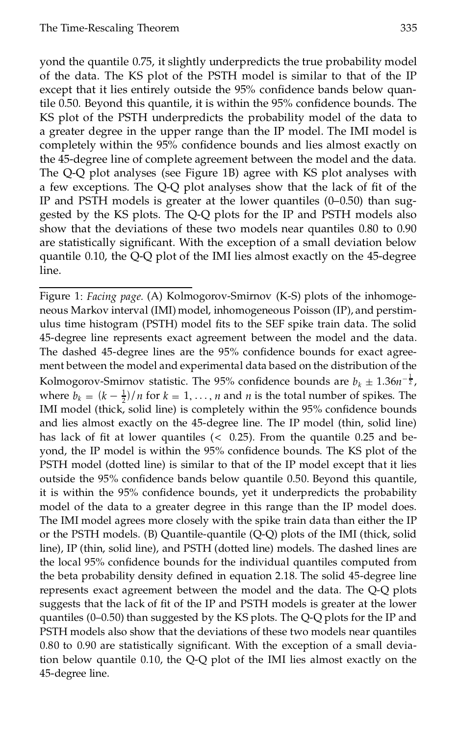yond the quantile 0.75, it slightly underpredicts the true probability model of the data. The KS plot of the PSTH model is similar to that of the IP except that it lies entirely outside the 95% confidence bands below quantile 0.50. Beyond this quantile, it is within the 95% confidence bounds. The KS plot of the PSTH underpredicts the probability model of the data to a greater degree in the upper range than the IP model. The IMI model is completely within the 95% confidence bounds and lies almost exactly on the 45-degree line of complete agreement between the model and the data. The Q-Q plot analyses (see Figure 1B) agree with KS plot analyses with a few exceptions. The Q-Q plot analyses show that the lack of fit of the IP and PSTH models is greater at the lower quantiles (0–0.50) than suggested by the KS plots. The Q-Q plots for the IP and PSTH models also show that the deviations of these two models near quantiles 0.80 to 0.90 are statistically significant. With the exception of a small deviation below quantile 0.10, the Q-Q plot of the IMI lies almost exactly on the 45-degree line.

---

Figure 1: *Facing page.* (A) Kolmogorov-Smirnov (K-S) plots of the inhomogeneous Markov interval (IMI) model, inhomogeneous Poisson (IP), and perstimulus time histogram (PSTH) model fits to the SEF spike train data. The solid 45-degree line represents exact agreement between the model and the data. The dashed 45-degree lines are the 95% confidence bounds for exact agreement between the model and experimental data based on the distribution of the Kolmogorov-Smirnov statistic. The 95% confidence bounds are $b_k \pm 1.36n^{-\frac{1}{2}}$, where $b_k = (k - \frac{1}{2})/n$ for $k = 1, \ldots, n$ and $n$ is the total number of spikes. The IMI model (thick, solid line) is completely within the 95% confidence bounds and lies almost exactly on the 45-degree line. The IP model (thin, solid line) has lack of fit at lower quantiles ($< 0.25$). From the quantile 0.25 and beyond, the IP model is within the 95% confidence bounds. The KS plot of the PSTH model (dotted line) is similar to that of the IP model except that it lies outside the 95% confidence bands below quantile 0.50. Beyond this quantile, it is within the 95% confidence bounds, yet it underpredicts the probability model of the data to a greater degree in this range than the IP model does. The IMI model agrees more closely with the spike train data than either the IP or the PSTH models. (B) Quantile-quantile (Q-Q) plots of the IMI (thick, solid line), IP (thin, solid line), and PSTH (dotted line) models. The dashed lines are the local 95% confidence bounds for the individual quantiles computed from the beta probability density defined in equation 2.18. The solid 45-degree line represents exact agreement between the model and the data. The Q-Q plots suggests that the lack of fit of the IP and PSTH models is greater at the lower quantiles (0–0.50) than suggested by the KS plots. The Q-Q plots for the IP and PSTH models also show that the deviations of these two models near quantiles 0.80 to 0.90 are statistically significant. With the exception of a small deviation below quantile 0.10, the Q-Q plot of the IMI lies almost exactly on the 45-degree line.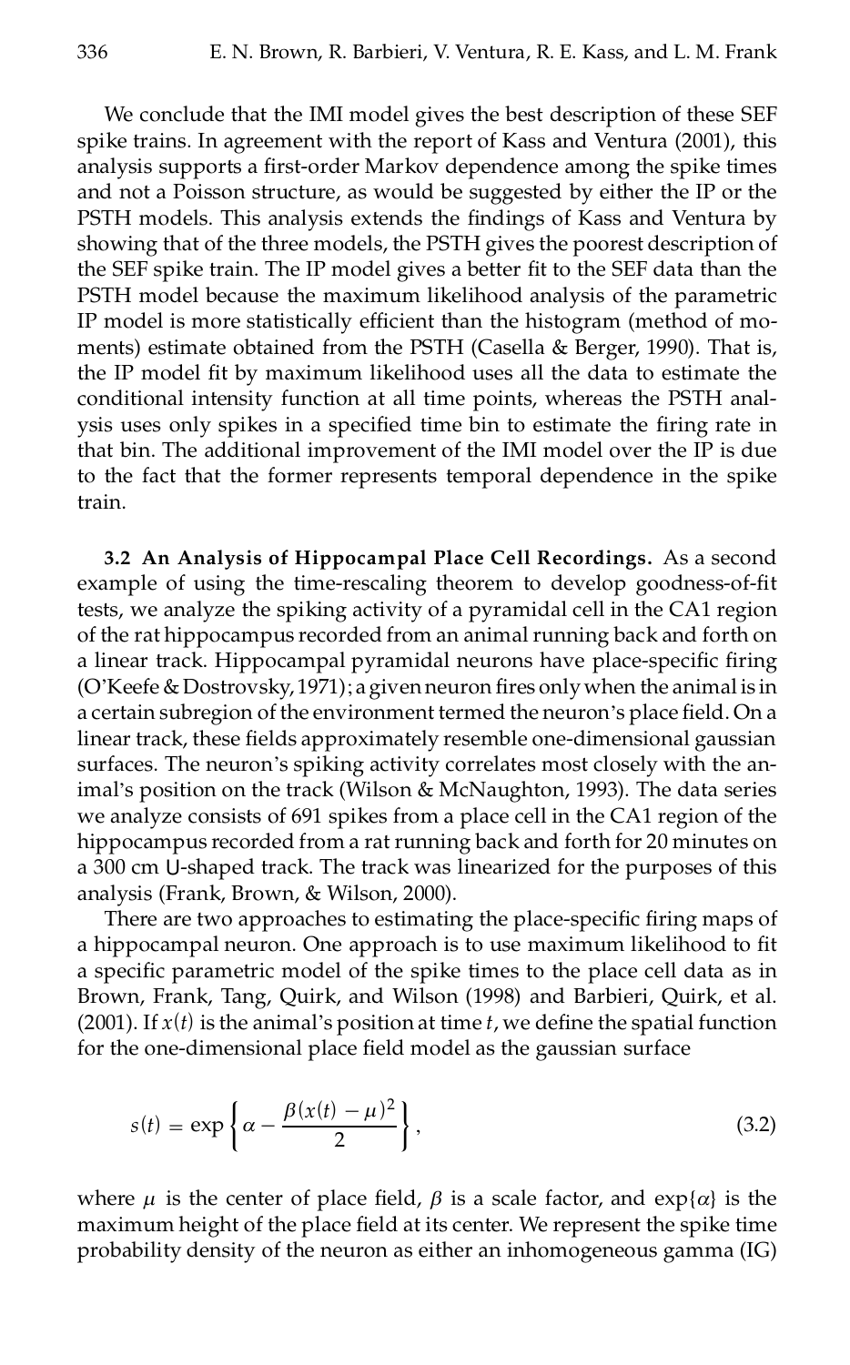We conclude that the IMI model gives the best description of these SEF spike trains. In agreement with the report of Kass and Ventura (2001), this analysis supports a first-order Markov dependence among the spike times and not a Poisson structure, as would be suggested by either the IP or the PSTH models. This analysis extends the findings of Kass and Ventura by showing that of the three models, the PSTH gives the poorest description of the SEF spike train. The IP model gives a better fit to the SEF data than the PSTH model because the maximum likelihood analysis of the parametric IP model is more statistically efficient than the histogram (method of moments) estimate obtained from the PSTH (Casella & Berger, 1990). That is, the IP model fit by maximum likelihood uses all the data to estimate the conditional intensity function at all time points, whereas the PSTH analysis uses only spikes in a specified time bin to estimate the firing rate in that bin. The additional improvement of the IMI model over the IP is due to the fact that the former represents temporal dependence in the spike train.

**3.2 An Analysis of Hippocampal Place Cell Recordings.** As a second example of using the time-rescaling theorem to develop goodness-of-fit tests, we analyze the spiking activity of a pyramidal cell in the CA1 region of the rat hippocampus recorded from an animal running back and forth on a linear track. Hippocampal pyramidal neurons have place-specific firing (O'Keefe & Dostrovsky, 1971); a given neuron fires only when the animal is in a certain subregion of the environment termed the neuron's place field. On a linear track, these fields approximately resemble one-dimensional gaussian surfaces. The neuron's spiking activity correlates most closely with the animal's position on the track (Wilson & McNaughton, 1993). The data series we analyze consists of 691 spikes from a place cell in the CA1 region of the hippocampus recorded from a rat running back and forth for 20 minutes on a 300 cm U-shaped track. The track was linearized for the purposes of this analysis (Frank, Brown, & Wilson, 2000).

There are two approaches to estimating the place-specific firing maps of a hippocampal neuron. One approach is to use maximum likelihood to fit a specific parametric model of the spike times to the place cell data as in Brown, Frank, Tang, Quirk, and Wilson (1998) and Barbieri, Quirk, et al. (2001). If $x(t)$ is the animal's position at time $t$, we define the spatial function for the one-dimensional place field model as the gaussian surface

$$s(t) = \exp\left\{\alpha - \frac{\beta(x(t) - \mu)^2}{2}\right\}, \tag{3.2}$$

where $\mu$ is the center of place field, $\beta$ is a scale factor, and $\exp\{\alpha\}$ is the maximum height of the place field at its center. We represent the spike time probability density of the neuron as either an inhomogeneous gamma (IG)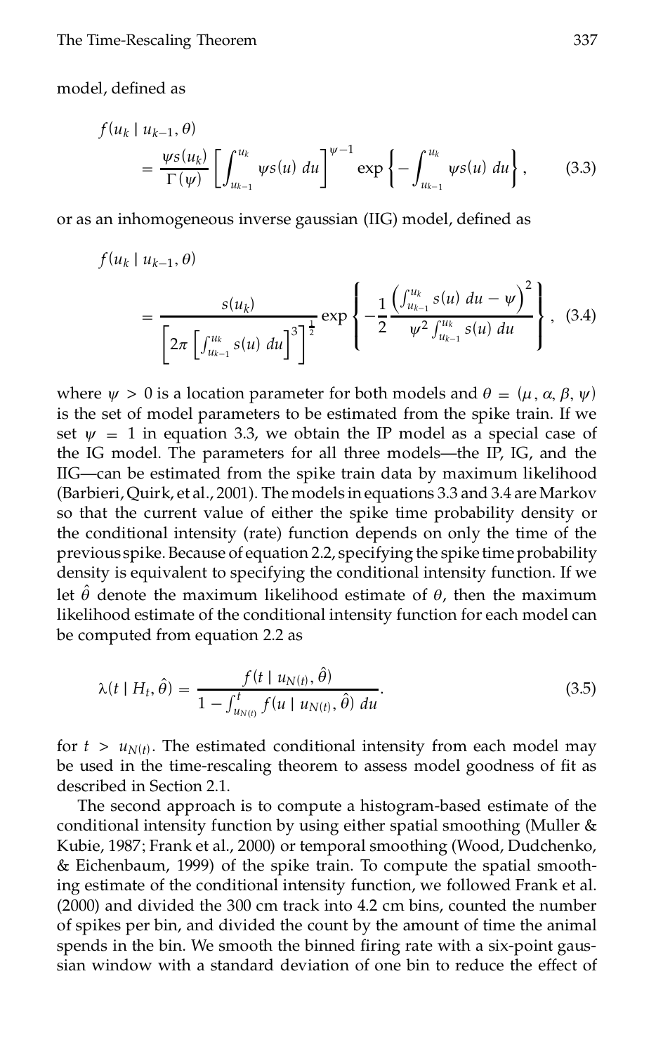model, defined as

$$f(u_k \mid u_{k-1}, \theta) = \frac{\psi s(u_k)}{\Gamma(\psi)} \left[ \int_{u_{k-1}}^{u_k} \psi s(u)\, du \right]^{\psi - 1} \exp\left\{ - \int_{u_{k-1}}^{u_k} \psi s(u)\, du \right\}, \tag{3.3}$$

or as an inhomogeneous inverse gaussian (IIG) model, defined as

$$f(u_k \mid u_{k-1}, \theta) = \frac{s(u_k)}{\left[ 2\pi \left[ \int_{u_{k-1}}^{u_k} s(u)\, du \right]^3 \right]^{\frac{1}{2}}} \exp\left\{ -\frac{1}{2} \frac{\left( \int_{u_{k-1}}^{u_k} s(u)\, du - \psi \right)^2}{\psi^2 \int_{u_{k-1}}^{u_k} s(u)\, du} \right\}, \tag{3.4}$$

where $\psi > 0$ is a location parameter for both models and $\theta = (\mu, \alpha, \beta, \psi)$ is the set of model parameters to be estimated from the spike train. If we set $\psi = 1$ in equation 3.3, we obtain the IP model as a special case of the IG model. The parameters for all three models—the IP, IG, and the IIG—can be estimated from the spike train data by maximum likelihood (Barbieri, Quirk, et al., 2001). The models in equations 3.3 and 3.4 are Markov so that the current value of either the spike time probability density or the conditional intensity (rate) function depends on only the time of the previous spike. Because of equation 2.2, specifying the spike time probability density is equivalent to specifying the conditional intensity function. If we let $\hat{\theta}$ denote the maximum likelihood estimate of $\theta$, then the maximum likelihood estimate of the conditional intensity function for each model can be computed from equation 2.2 as

$$\lambda(t \mid H_t, \hat{\theta}) = \frac{f(t \mid u_{N(t)}, \hat{\theta})}{1 - \int_{u_{N(t)}}^{t} f(u \mid u_{N(t)}, \hat{\theta})\, du}. \tag{3.5}$$

for $t > u_{N(t)}$. The estimated conditional intensity from each model may be used in the time-rescaling theorem to assess model goodness of fit as described in Section 2.1.

The second approach is to compute a histogram-based estimate of the conditional intensity function by using either spatial smoothing (Muller & Kubie, 1987; Frank et al., 2000) or temporal smoothing (Wood, Dudchenko, & Eichenbaum, 1999) of the spike train. To compute the spatial smoothing estimate of the conditional intensity function, we followed Frank et al. (2000) and divided the 300 cm track into 4.2 cm bins, counted the number of spikes per bin, and divided the count by the amount of time the animal spends in the bin. We smooth the binned firing rate with a six-point gaussian window with a standard deviation of one bin to reduce the effect of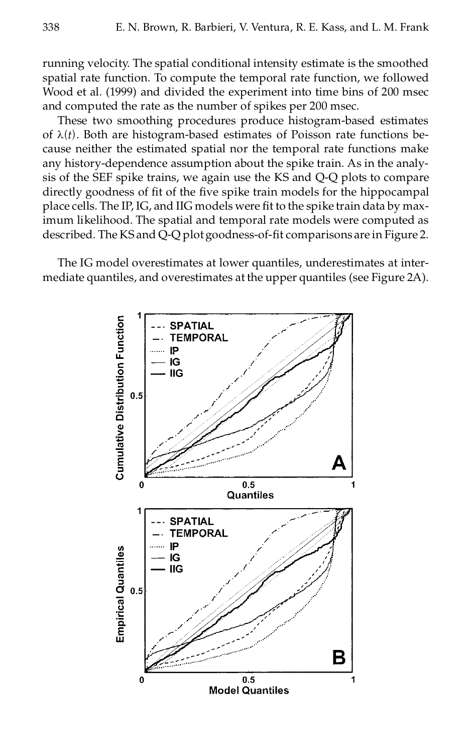running velocity. The spatial conditional intensity estimate is the smoothed spatial rate function. To compute the temporal rate function, we followed Wood et al. (1999) and divided the experiment into time bins of 200 msec and computed the rate as the number of spikes per 200 msec.

These two smoothing procedures produce histogram-based estimates of $\lambda(t)$. Both are histogram-based estimates of Poisson rate functions because neither the estimated spatial nor the temporal rate functions make any history-dependence assumption about the spike train. As in the analysis of the SEF spike trains, we again use the KS and Q-Q plots to compare directly goodness of fit of the five spike train models for the hippocampal place cells. The IP, IG, and IIG models were fit to the spike train data by maximum likelihood. The spatial and temporal rate models were computed as described. The KS and Q-Q plot goodness-of-fit comparisons are in Figure 2.

The IG model overestimates at lower quantiles, underestimates at intermediate quantiles, and overestimates at the upper quantiles (see Figure 2A).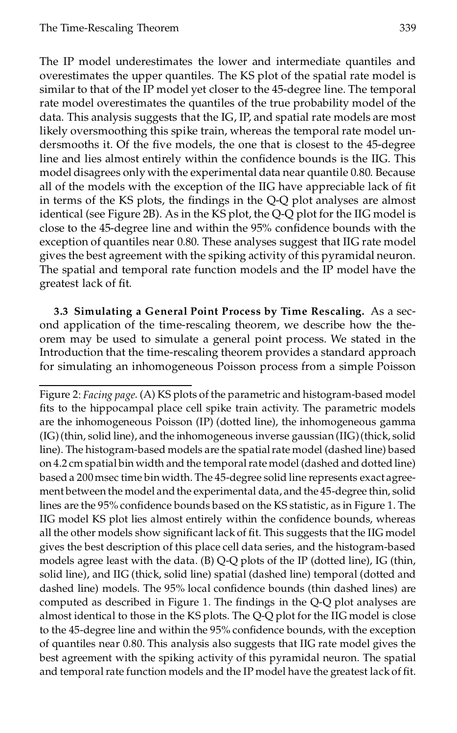The IP model underestimates the lower and intermediate quantiles and overestimates the upper quantiles. The KS plot of the spatial rate model is similar to that of the IP model yet closer to the 45-degree line. The temporal rate model overestimates the quantiles of the true probability model of the data. This analysis suggests that the IG, IP, and spatial rate models are most likely oversmoothing this spike train, whereas the temporal rate model undersmooths it. Of the five models, the one that is closest to the 45-degree line and lies almost entirely within the confidence bounds is the IIG. This model disagrees only with the experimental data near quantile 0.80. Because all of the models with the exception of the IIG have appreciable lack of fit in terms of the KS plots, the findings in the Q-Q plot analyses are almost identical (see Figure 2B). As in the KS plot, the Q-Q plot for the IIG model is close to the 45-degree line and within the 95% confidence bounds with the exception of quantiles near 0.80. These analyses suggest that IIG rate model gives the best agreement with the spiking activity of this pyramidal neuron. The spatial and temporal rate function models and the IP model have the greatest lack of fit.

**3.3 Simulating a General Point Process by Time Rescaling.** As a second application of the time-rescaling theorem, we describe how the theorem may be used to simulate a general point process. We stated in the Introduction that the time-rescaling theorem provides a standard approach for simulating an inhomogeneous Poisson process from a simple Poisson

Figure 2: *Facing page.* (A) KS plots of the parametric and histogram-based model fits to the hippocampal place cell spike train activity. The parametric models are the inhomogeneous Poisson (IP) (dotted line), the inhomogeneous gamma (IG) (thin, solid line), and the inhomogeneous inverse gaussian (IIG) (thick, solid line). The histogram-based models are the spatial rate model (dashed line) based on 4.2 cm spatial bin width and the temporal rate model (dashed and dotted line) based a 200 msec time bin width. The 45-degree solid line represents exact agreement between the model and the experimental data, and the 45-degree thin, solid lines are the 95% confidence bounds based on the KS statistic, as in Figure 1. The IIG model KS plot lies almost entirely within the confidence bounds, whereas all the other models show significant lack of fit. This suggests that the IIG model gives the best description of this place cell data series, and the histogram-based models agree least with the data. (B) Q-Q plots of the IP (dotted line), IG (thin, solid line), and IIG (thick, solid line) spatial (dashed line) temporal (dotted and dashed line) models. The 95% local confidence bounds (thin dashed lines) are computed as described in Figure 1. The findings in the Q-Q plot analyses are almost identical to those in the KS plots. The Q-Q plot for the IIG model is close to the 45-degree line and within the 95% confidence bounds, with the exception of quantiles near 0.80. This analysis also suggests that IIG rate model gives the best agreement with the spiking activity of this pyramidal neuron. The spatial and temporal rate function models and the IP model have the greatest lack of fit.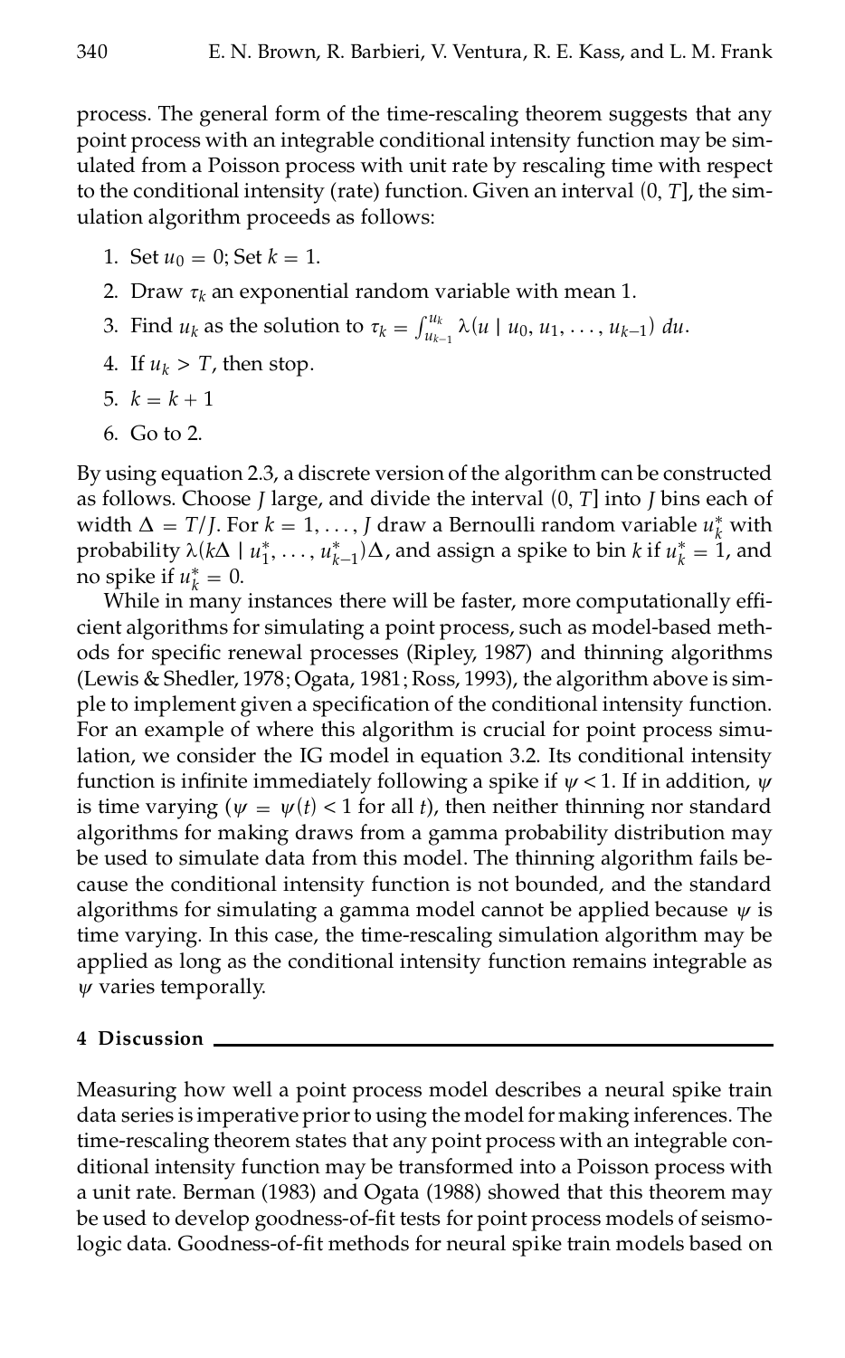process. The general form of the time-rescaling theorem suggests that any point process with an integrable conditional intensity function may be simulated from a Poisson process with unit rate by rescaling time with respect to the conditional intensity (rate) function. Given an interval $(0, T]$, the simulation algorithm proceeds as follows:

1. Set $u_0 = 0$; Set $k = 1$.
2. Draw $\tau_k$ an exponential random variable with mean 1.
3. Find $u_k$ as the solution to $\tau_k = \int_{u_{k-1}}^{u_k} \lambda(u \mid u_0, u_1, \ldots, u_{k-1})\, du$.
4. If $u_k > T$, then stop.
5. $k = k + 1$
6. Go to 2.

By using equation 2.3, a discrete version of the algorithm can be constructed as follows. Choose $J$ large, and divide the interval $(0, T]$ into $J$ bins each of width $\Delta = T/J$. For $k = 1, \ldots, J$ draw a Bernoulli random variable $u_k^*$ with probability $\lambda(k\Delta \mid u_1^*, \ldots, u_{k-1}^*)\Delta$, and assign a spike to bin $k$ if $u_k^* = 1$, and no spike if $u_k^* = 0$.

While in many instances there will be faster, more computationally efficient algorithms for simulating a point process, such as model-based methods for specific renewal processes (Ripley, 1987) and thinning algorithms (Lewis & Shedler, 1978; Ogata, 1981; Ross, 1993), the algorithm above is simple to implement given a specification of the conditional intensity function. For an example of where this algorithm is crucial for point process simulation, we consider the IG model in equation 3.2. Its conditional intensity function is infinite immediately following a spike if $\psi < 1$. If in addition, $\psi$ is time varying ($\psi = \psi(t) < 1$ for all $t$), then neither thinning nor standard algorithms for making draws from a gamma probability distribution may be used to simulate data from this model. The thinning algorithm fails because the conditional intensity function is not bounded, and the standard algorithms for simulating a gamma model cannot be applied because $\psi$ is time varying. In this case, the time-rescaling simulation algorithm may be applied as long as the conditional intensity function remains integrable as $\psi$ varies temporally.

## 4 Discussion

Measuring how well a point process model describes a neural spike train data series is imperative prior to using the model for making inferences. The time-rescaling theorem states that any point process with an integrable conditional intensity function may be transformed into a Poisson process with a unit rate. Berman (1983) and Ogata (1988) showed that this theorem may be used to develop goodness-of-fit tests for point process models of seismologic data. Goodness-of-fit methods for neural spike train models based on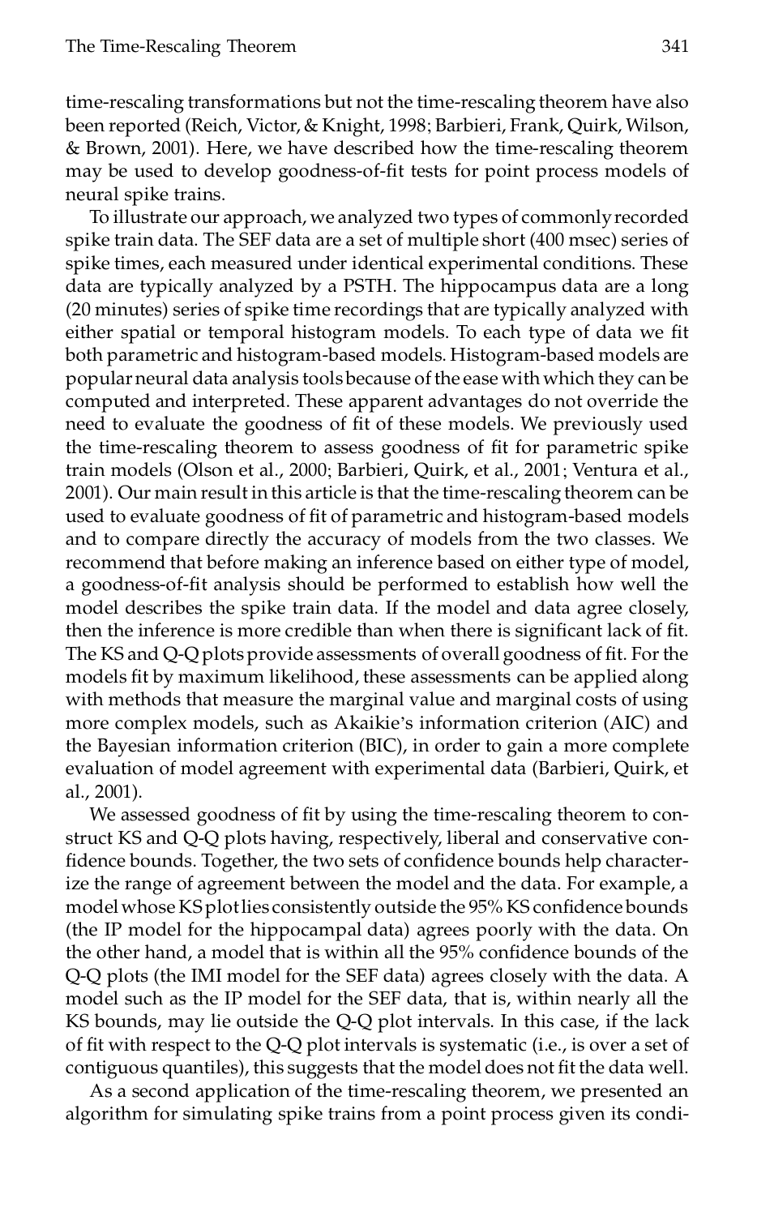time-rescaling transformations but not the time-rescaling theorem have also been reported (Reich, Victor, & Knight, 1998; Barbieri, Frank, Quirk, Wilson, & Brown, 2001). Here, we have described how the time-rescaling theorem may be used to develop goodness-of-fit tests for point process models of neural spike trains.

To illustrate our approach, we analyzed two types of commonly recorded spike train data. The SEF data are a set of multiple short (400 msec) series of spike times, each measured under identical experimental conditions. These data are typically analyzed by a PSTH. The hippocampus data are a long (20 minutes) series of spike time recordings that are typically analyzed with either spatial or temporal histogram models. To each type of data we fit both parametric and histogram-based models. Histogram-based models are popular neural data analysis tools because of the ease with which they can be computed and interpreted. These apparent advantages do not override the need to evaluate the goodness of fit of these models. We previously used the time-rescaling theorem to assess goodness of fit for parametric spike train models (Olson et al., 2000; Barbieri, Quirk, et al., 2001; Ventura et al., 2001). Our main result in this article is that the time-rescaling theorem can be used to evaluate goodness of fit of parametric and histogram-based models and to compare directly the accuracy of models from the two classes. We recommend that before making an inference based on either type of model, a goodness-of-fit analysis should be performed to establish how well the model describes the spike train data. If the model and data agree closely, then the inference is more credible than when there is significant lack of fit. The KS and Q-Q plots provide assessments of overall goodness of fit. For the models fit by maximum likelihood, these assessments can be applied along with methods that measure the marginal value and marginal costs of using more complex models, such as Akaikie's information criterion (AIC) and the Bayesian information criterion (BIC), in order to gain a more complete evaluation of model agreement with experimental data (Barbieri, Quirk, et al., 2001).

We assessed goodness of fit by using the time-rescaling theorem to construct KS and Q-Q plots having, respectively, liberal and conservative confidence bounds. Together, the two sets of confidence bounds help characterize the range of agreement between the model and the data. For example, a model whose KS plot lies consistently outside the 95% KS confidence bounds (the IP model for the hippocampal data) agrees poorly with the data. On the other hand, a model that is within all the 95% confidence bounds of the Q-Q plots (the IMI model for the SEF data) agrees closely with the data. A model such as the IP model for the SEF data, that is, within nearly all the KS bounds, may lie outside the Q-Q plot intervals. In this case, if the lack of fit with respect to the Q-Q plot intervals is systematic (i.e., is over a set of contiguous quantiles), this suggests that the model does not fit the data well.

As a second application of the time-rescaling theorem, we presented an algorithm for simulating spike trains from a point process given its condi-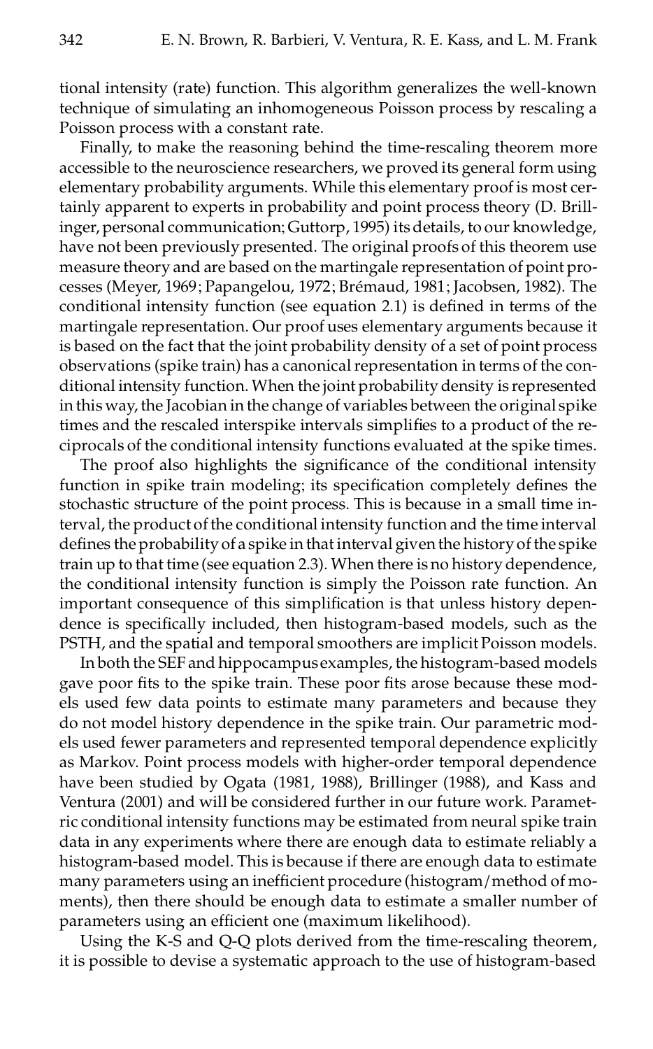tional intensity (rate) function. This algorithm generalizes the well-known technique of simulating an inhomogeneous Poisson process by rescaling a Poisson process with a constant rate.

Finally, to make the reasoning behind the time-rescaling theorem more accessible to the neuroscience researchers, we proved its general form using elementary probability arguments. While this elementary proof is most certainly apparent to experts in probability and point process theory (D. Brillinger, personal communication; Guttorp, 1995) its details, to our knowledge, have not been previously presented. The original proofs of this theorem use measure theory and are based on the martingale representation of point processes (Meyer, 1969; Papangelou, 1972; Brémaud, 1981; Jacobsen, 1982). The conditional intensity function (see equation 2.1) is defined in terms of the martingale representation. Our proof uses elementary arguments because it is based on the fact that the joint probability density of a set of point process observations (spike train) has a canonical representation in terms of the conditional intensity function. When the joint probability density is represented in this way, the Jacobian in the change of variables between the original spike times and the rescaled interspike intervals simplifies to a product of the reciprocals of the conditional intensity functions evaluated at the spike times.

The proof also highlights the significance of the conditional intensity function in spike train modeling; its specification completely defines the stochastic structure of the point process. This is because in a small time interval, the product of the conditional intensity function and the time interval defines the probability of a spike in that interval given the history of the spike train up to that time (see equation 2.3). When there is no history dependence, the conditional intensity function is simply the Poisson rate function. An important consequence of this simplification is that unless history dependence is specifically included, then histogram-based models, such as the PSTH, and the spatial and temporal smoothers are implicit Poisson models.

In both the SEF and hippocampus examples, the histogram-based models gave poor fits to the spike train. These poor fits arose because these models used few data points to estimate many parameters and because they do not model history dependence in the spike train. Our parametric models used fewer parameters and represented temporal dependence explicitly as Markov. Point process models with higher-order temporal dependence have been studied by Ogata (1981, 1988), Brillinger (1988), and Kass and Ventura (2001) and will be considered further in our future work. Parametric conditional intensity functions may be estimated from neural spike train data in any experiments where there are enough data to estimate reliably a histogram-based model. This is because if there are enough data to estimate many parameters using an inefficient procedure (histogram/method of moments), then there should be enough data to estimate a smaller number of parameters using an efficient one (maximum likelihood).

Using the K-S and Q-Q plots derived from the time-rescaling theorem, it is possible to devise a systematic approach to the use of histogram-based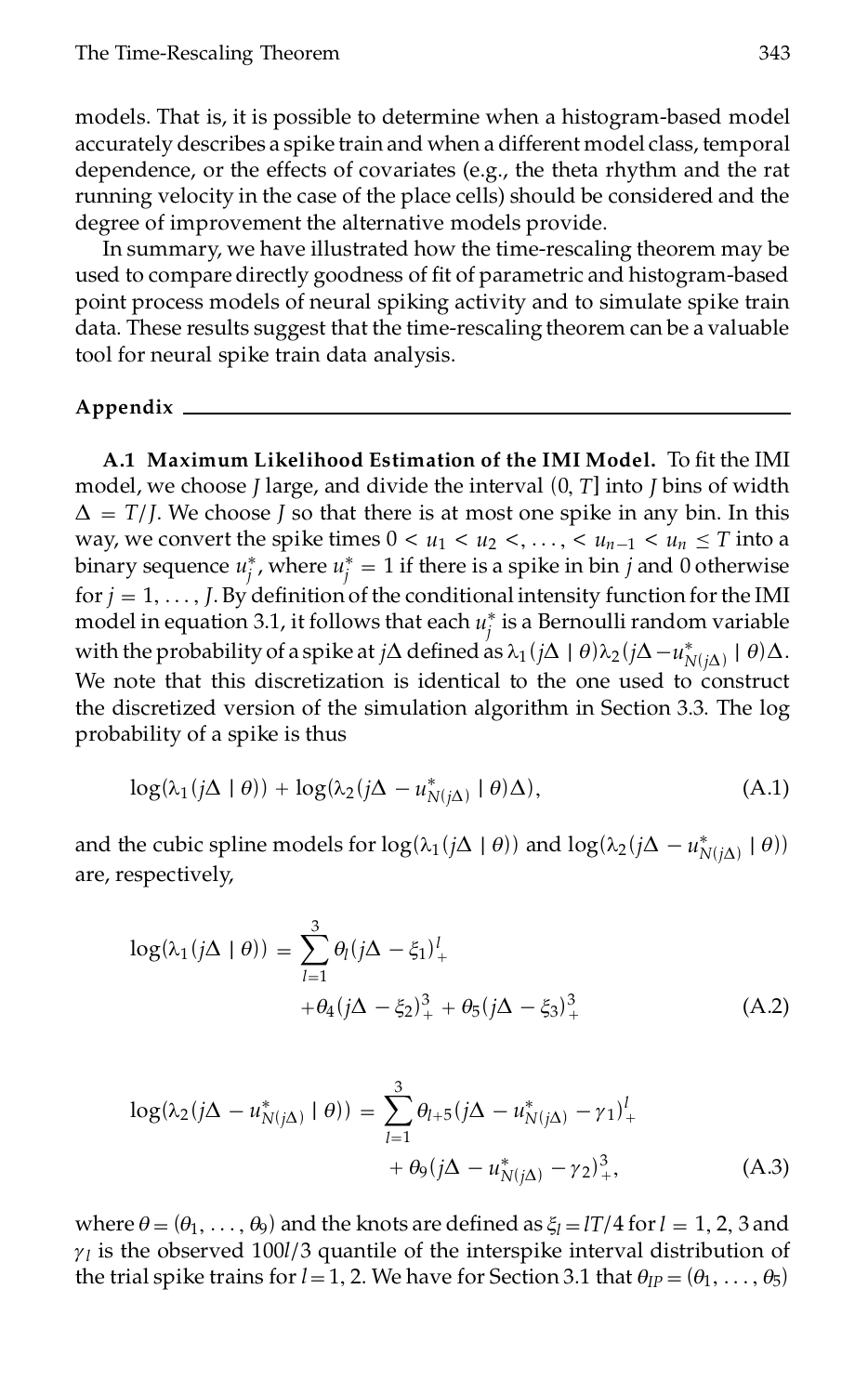models. That is, it is possible to determine when a histogram-based model accurately describes a spike train and when a different model class, temporal dependence, or the effects of covariates (e.g., the theta rhythm and the rat running velocity in the case of the place cells) should be considered and the degree of improvement the alternative models provide.

In summary, we have illustrated how the time-rescaling theorem may be used to compare directly goodness of fit of parametric and histogram-based point process models of neural spiking activity and to simulate spike train data. These results suggest that the time-rescaling theorem can be a valuable tool for neural spike train data analysis.

## Appendix

**A.1 Maximum Likelihood Estimation of the IMI Model.** To fit the IMI model, we choose $J$ large, and divide the interval $(0, T]$ into $J$ bins of width $\Delta = T/J$. We choose $J$ so that there is at most one spike in any bin. In this way, we convert the spike times $0 < u_1 < u_2 <, \ldots, < u_{n-1} < u_n \leq T$ into a binary sequence $u_j^*$, where $u_j^* = 1$ if there is a spike in bin $j$ and 0 otherwise for $j = 1, \ldots, J$. By definition of the conditional intensity function for the IMI model in equation 3.1, it follows that each $u_j^*$ is a Bernoulli random variable with the probability of a spike at $j\Delta$ defined as $\lambda_1(j\Delta \mid \theta)\lambda_2(j\Delta - u^*_{N(j\Delta)} \mid \theta)\Delta$. We note that this discretization is identical to the one used to construct the discretized version of the simulation algorithm in Section 3.3. The log probability of a spike is thus

$$\log(\lambda_1(j\Delta \mid \theta)) + \log(\lambda_2(j\Delta - u^*_{N(j\Delta)} \mid \theta)\Delta), \tag{A.1}$$

and the cubic spline models for $\log(\lambda_1(j\Delta \mid \theta))$ and $\log(\lambda_2(j\Delta - u^*_{N(j\Delta)} \mid \theta))$ are, respectively,

$$\log(\lambda_1(j\Delta \mid \theta)) = \sum_{l=1}^{3} \theta_l (j\Delta - \xi_1)_+^l + \theta_4 (j\Delta - \xi_2)_+^3 + \theta_5 (j\Delta - \xi_3)_+^3 \tag{A.2}$$

$$\log(\lambda_2(j\Delta - u^*_{N(j\Delta)} \mid \theta)) = \sum_{l=1}^{3} \theta_{l+5} (j\Delta - u^*_{N(j\Delta)} - \gamma_1)_+^l + \theta_9 (j\Delta - u^*_{N(j\Delta)} - \gamma_2)_+^3, \tag{A.3}$$

where $\theta = (\theta_1, \ldots, \theta_9)$ and the knots are defined as $\xi_l = lT/4$ for $l = 1, 2, 3$ and $\gamma_l$ is the observed $100l/3$ quantile of the interspike interval distribution of the trial spike trains for $l = 1, 2$. We have for Section 3.1 that $\theta_{IP} = (\theta_1, \ldots, \theta_5)$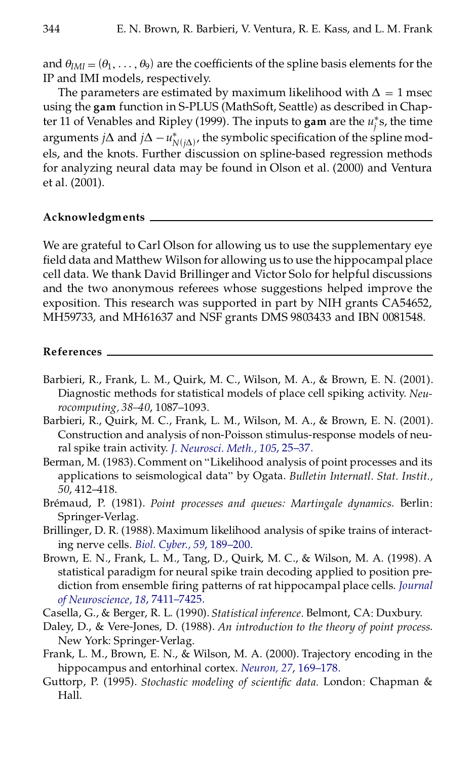and $\theta_{IMI} = (\theta_1, \ldots, \theta_9)$ are the coefficients of the spline basis elements for the IP and IMI models, respectively.

The parameters are estimated by maximum likelihood with $\Delta = 1$ msec using the **gam** function in S-PLUS (MathSoft, Seattle) as described in Chapter 11 of Venables and Ripley (1999). The inputs to **gam** are the $u_j^*$s, the time arguments $j\Delta$ and $j\Delta - u^*_{N(j\Delta)}$, the symbolic specification of the spline models, and the knots. Further discussion on spline-based regression methods for analyzing neural data may be found in Olson et al. (2000) and Ventura et al. (2001).

## Acknowledgments

We are grateful to Carl Olson for allowing us to use the supplementary eye field data and Matthew Wilson for allowing us to use the hippocampal place cell data. We thank David Brillinger and Victor Solo for helpful discussions and the two anonymous referees whose suggestions helped improve the exposition. This research was supported in part by NIH grants CA54652, MH59733, and MH61637 and NSF grants DMS 9803433 and IBN 0081548.

## References

Barbieri, R., Frank, L. M., Quirk, M. C., Wilson, M. A., & Brown, E. N. (2001). Diagnostic methods for statistical models of place cell spiking activity. *Neurocomputing, 38–40*, 1087–1093.

Barbieri, R., Quirk, M. C., Frank, L. M., Wilson, M. A., & Brown, E. N. (2001). Construction and analysis of non-Poisson stimulus-response models of neural spike train activity. *J. Neurosci. Meth., 105*, 25–37.

Berman, M. (1983). Comment on "Likelihood analysis of point processes and its applications to seismological data" by Ogata. *Bulletin Internatl. Stat. Instit., 50*, 412–418.

Brémaud, P. (1981). *Point processes and queues: Martingale dynamics*. Berlin: Springer-Verlag.

Brillinger, D. R. (1988). Maximum likelihood analysis of spike trains of interacting nerve cells. *Biol. Cyber., 59*, 189–200.

Brown, E. N., Frank, L. M., Tang, D., Quirk, M. C., & Wilson, M. A. (1998). A statistical paradigm for neural spike train decoding applied to position prediction from ensemble firing patterns of rat hippocampal place cells. *Journal of Neuroscience, 18*, 7411–7425.

Casella, G., & Berger, R. L. (1990). *Statistical inference*. Belmont, CA: Duxbury.

Daley, D., & Vere-Jones, D. (1988). *An introduction to the theory of point process*. New York: Springer-Verlag.

Frank, L. M., Brown, E. N., & Wilson, M. A. (2000). Trajectory encoding in the hippocampus and entorhinal cortex. *Neuron, 27*, 169–178.

Guttorp, P. (1995). *Stochastic modeling of scientific data*. London: Chapman & Hall.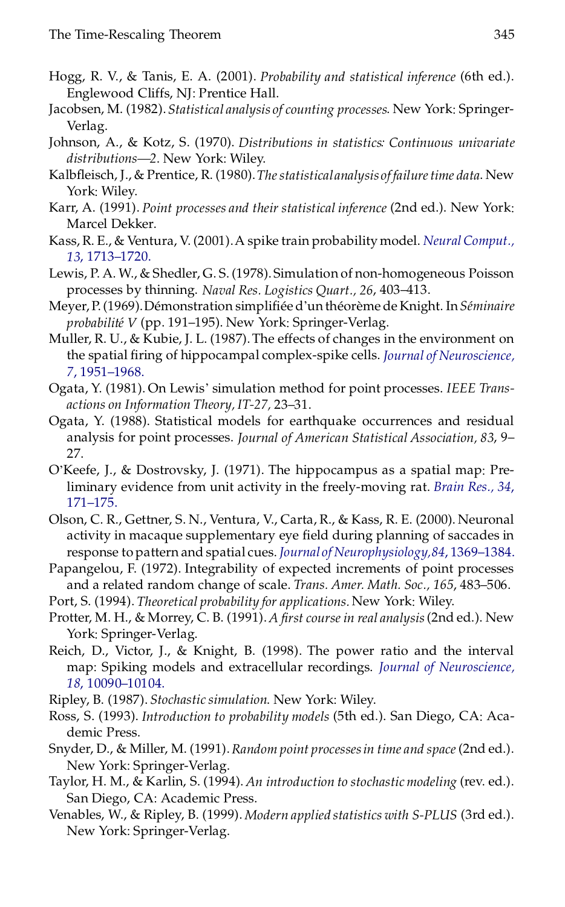Hogg, R. V., & Tanis, E. A. (2001). *Probability and statistical inference* (6th ed.). Englewood Cliffs, NJ: Prentice Hall.

Jacobsen, M. (1982). *Statistical analysis of counting processes*. New York: Springer-Verlag.

Johnson, A., & Kotz, S. (1970). *Distributions in statistics: Continuous univariate distributions—2*. New York: Wiley.

Kalbfleisch, J., & Prentice, R. (1980). *The statistical analysis of failure time data*. New York: Wiley.

Karr, A. (1991). *Point processes and their statistical inference* (2nd ed.). New York: Marcel Dekker.

Kass, R. E., & Ventura, V. (2001). A spike train probability model. *Neural Comput., 13*, 1713–1720.

Lewis, P. A. W., & Shedler, G. S. (1978). Simulation of non-homogeneous Poisson processes by thinning. *Naval Res. Logistics Quart., 26*, 403–413.

Meyer, P. (1969). Démonstration simplifiée d'un théorème de Knight. In *Séminaire probabilité V* (pp. 191–195). New York: Springer-Verlag.

Muller, R. U., & Kubie, J. L. (1987). The effects of changes in the environment on the spatial firing of hippocampal complex-spike cells. *Journal of Neuroscience, 7*, 1951–1968.

Ogata, Y. (1981). On Lewis' simulation method for point processes. *IEEE Transactions on Information Theory, IT-27*, 23–31.

Ogata, Y. (1988). Statistical models for earthquake occurrences and residual analysis for point processes. *Journal of American Statistical Association, 83*, 9–27.

O'Keefe, J., & Dostrovsky, J. (1971). The hippocampus as a spatial map: Preliminary evidence from unit activity in the freely-moving rat. *Brain Res., 34*, 171–175.

Olson, C. R., Gettner, S. N., Ventura, V., Carta, R., & Kass, R. E. (2000). Neuronal activity in macaque supplementary eye field during planning of saccades in response to pattern and spatial cues. *Journal of Neurophysiology, 84*, 1369–1384.

Papangelou, F. (1972). Integrability of expected increments of point processes and a related random change of scale. *Trans. Amer. Math. Soc., 165*, 483–506.

Port, S. (1994). *Theoretical probability for applications*. New York: Wiley.

Protter, M. H., & Morrey, C. B. (1991). *A first course in real analysis* (2nd ed.). New York: Springer-Verlag.

Reich, D., Victor, J., & Knight, B. (1998). The power ratio and the interval map: Spiking models and extracellular recordings. *Journal of Neuroscience, 18*, 10090–10104.

Ripley, B. (1987). *Stochastic simulation*. New York: Wiley.

Ross, S. (1993). *Introduction to probability models* (5th ed.). San Diego, CA: Academic Press.

Snyder, D., & Miller, M. (1991). *Random point processes in time and space* (2nd ed.). New York: Springer-Verlag.

Taylor, H. M., & Karlin, S. (1994). *An introduction to stochastic modeling* (rev. ed.). San Diego, CA: Academic Press.

Venables, W., & Ripley, B. (1999). *Modern applied statistics with S-PLUS* (3rd ed.). New York: Springer-Verlag.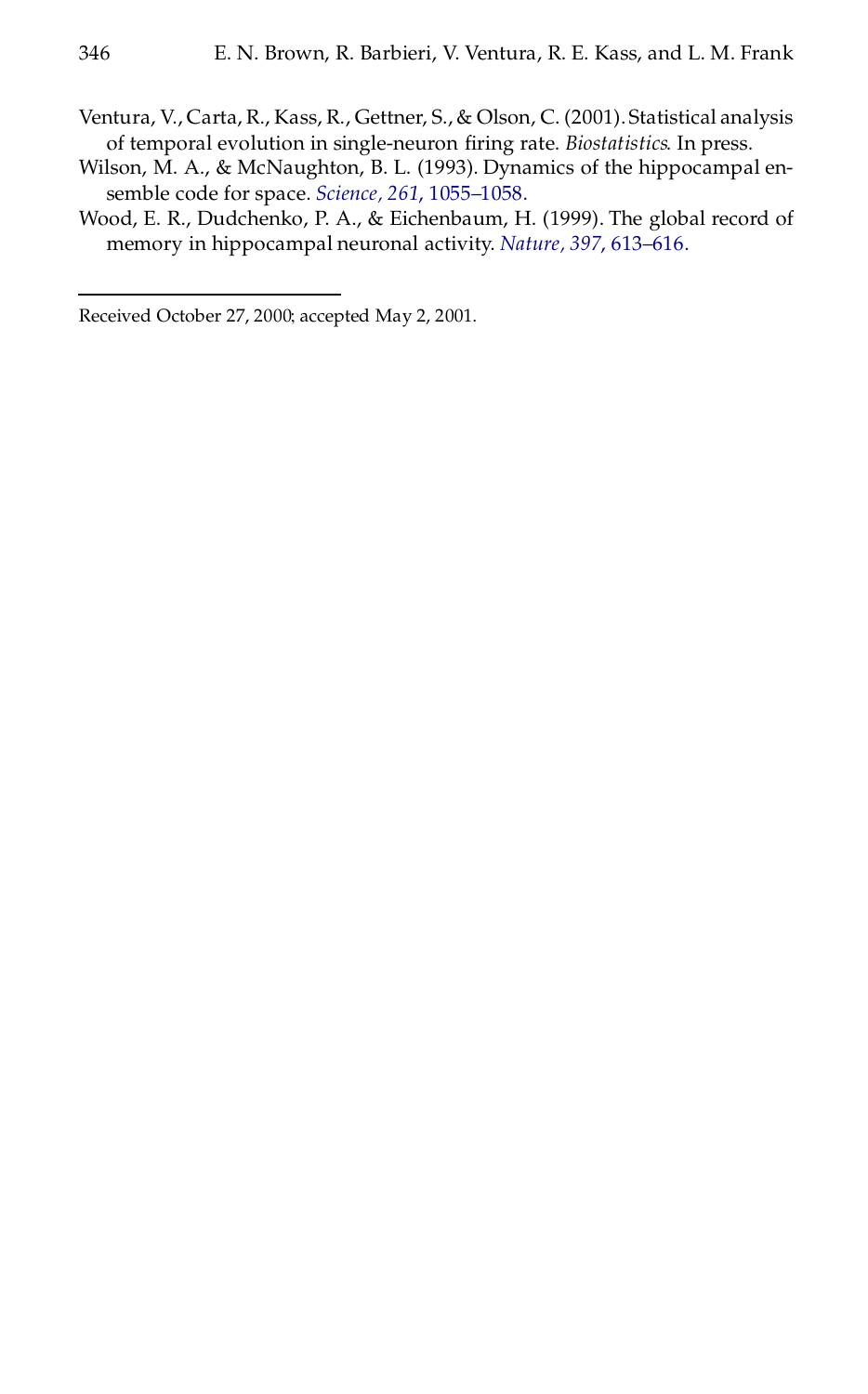Ventura, V., Carta, R., Kass, R., Gettner, S., & Olson, C. (2001). Statistical analysis of temporal evolution in single-neuron firing rate. *Biostatistics*. In press.

Wilson, M. A., & McNaughton, B. L. (1993). Dynamics of the hippocampal ensemble code for space. *Science, 261*, 1055–1058.

Wood, E. R., Dudchenko, P. A., & Eichenbaum, H. (1999). The global record of memory in hippocampal neuronal activity. *Nature, 397*, 613–616.

---

Received October 27, 2000; accepted May 2, 2001.